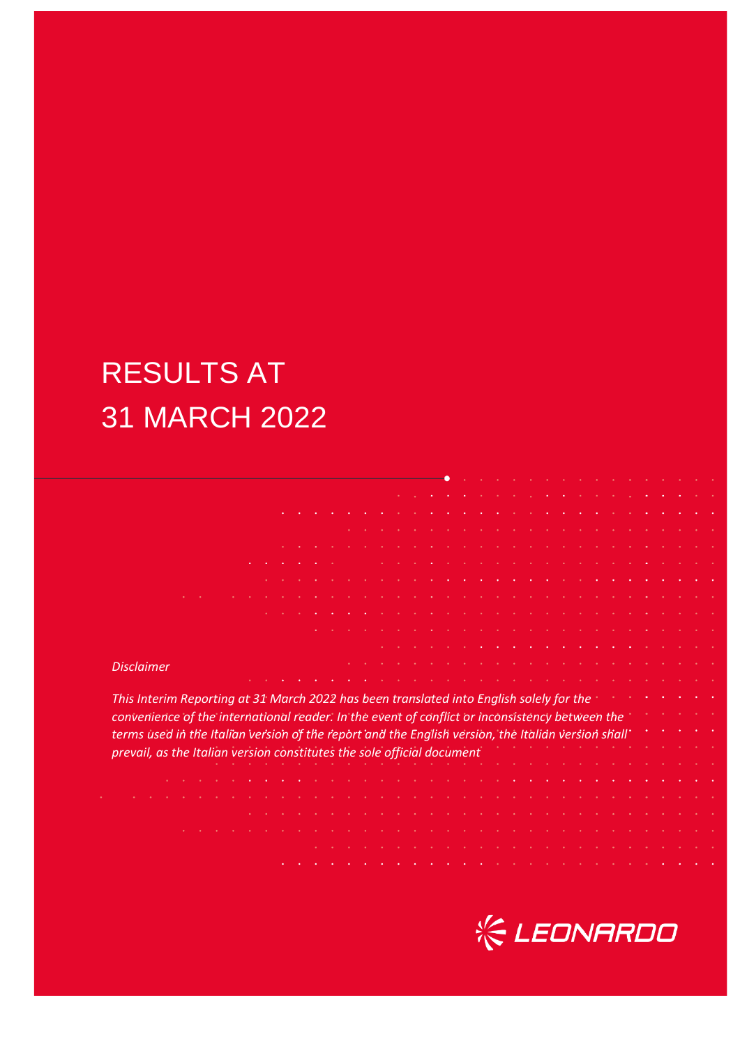# RESULTS AT 31 MARCH 2022

*Disclaimer*

*This Interim Reporting at 31 March 2022 has been translated into English solely for the convenience of the international reader. In the event of conflict or inconsistency between the terms used in the Italian version of the report and the English version, the Italian version shall prevail, as the Italian version constitutes the sole official document*

LEONARDO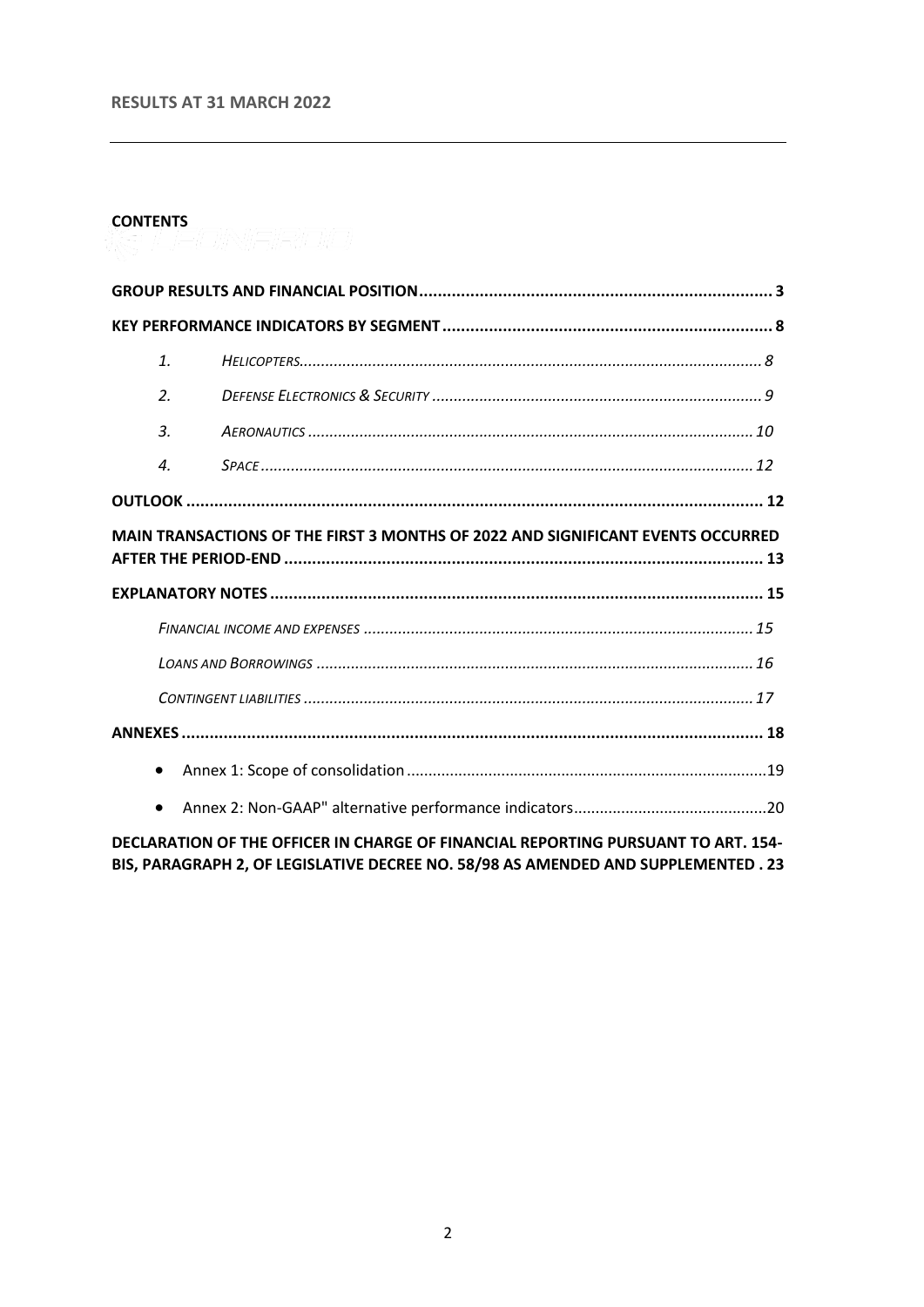**RESULTS AT 31 MARCH 2022**

---

**CONTENTS**

**GROUP RESULTS AND FINANCIAL POSITION** ........................................................................ 3

**KEY PERFORMANCE INDICATORS BY SEGMENT** ...................................................................... 8

1. *HELICOPTERS* ........................................................................................................... 8
2. *DEFENSE ELECTRONICS & SECURITY* ............................................................................ 9
3. *AERONAUTICS* ........................................................................................................ 10
4. *SPACE* ................................................................................................................... 12

**OUTLOOK** .......................................................................................................................... 12

**MAIN TRANSACTIONS OF THE FIRST 3 MONTHS OF 2022 AND SIGNIFICANT EVENTS OCCURRED AFTER THE PERIOD-END** ......................................................................................................... 13

**EXPLANATORY NOTES** ......................................................................................................... 15

*FINANCIAL INCOME AND EXPENSES* ........................................................................................ 15

*LOANS AND BORROWINGS* ................................................................................................... 16

*CONTINGENT LIABILITIES* ..................................................................................................... 17

**ANNEXES** ........................................................................................................................... 18

- Annex 1: Scope of consolidation ...................................................................................19
- Annex 2: Non-GAAP" alternative performance indicators...............................................20

**DECLARATION OF THE OFFICER IN CHARGE OF FINANCIAL REPORTING PURSUANT TO ART. 154-BIS, PARAGRAPH 2, OF LEGISLATIVE DECREE NO. 58/98 AS AMENDED AND SUPPLEMENTED . 23**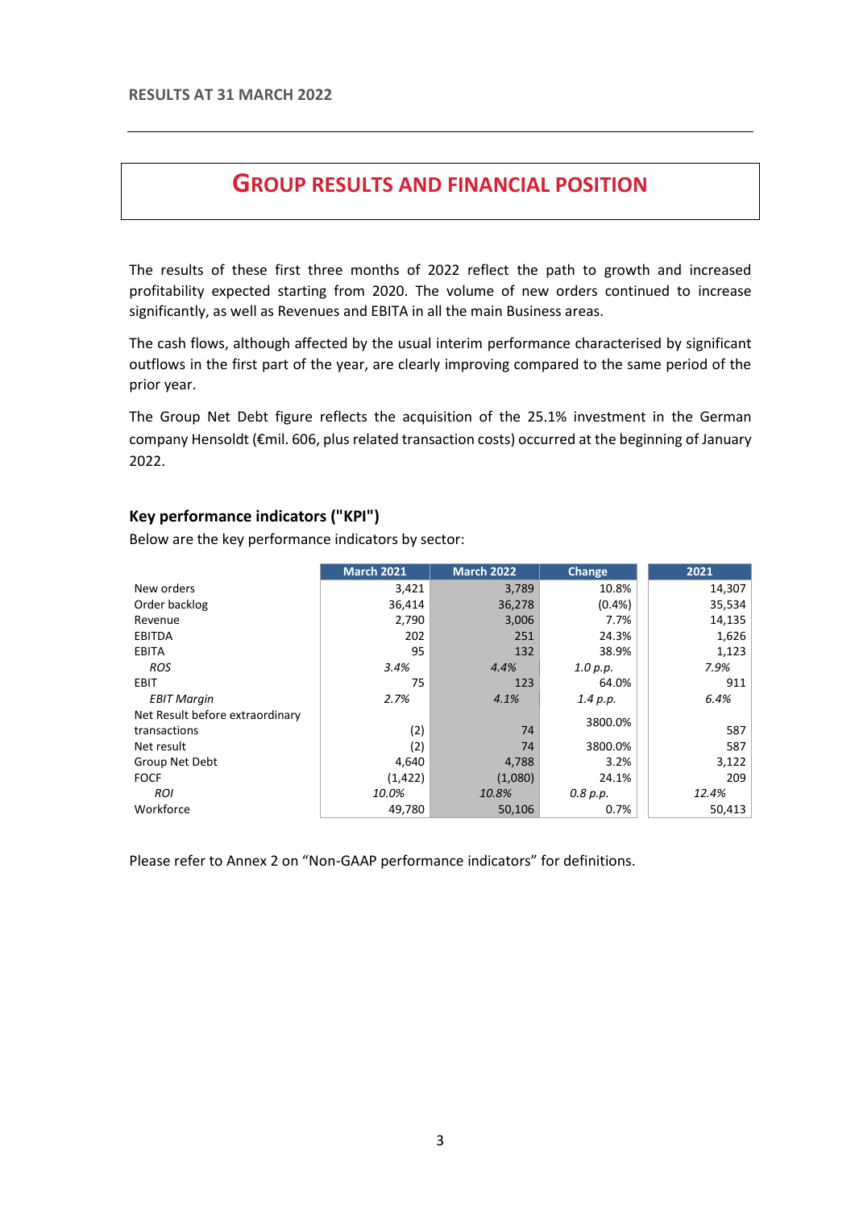**RESULTS AT 31 MARCH 2022**

# GROUP RESULTS AND FINANCIAL POSITION

The results of these first three months of 2022 reflect the path to growth and increased profitability expected starting from 2020. The volume of new orders continued to increase significantly, as well as Revenues and EBITA in all the main Business areas.

The cash flows, although affected by the usual interim performance characterised by significant outflows in the first part of the year, are clearly improving compared to the same period of the prior year.

The Group Net Debt figure reflects the acquisition of the 25.1% investment in the German company Hensoldt (€mil. 606, plus related transaction costs) occurred at the beginning of January 2022.

## Key performance indicators ("KPI")

Below are the key performance indicators by sector:

| | March 2021 | March 2022 | Change | 2021 |
|---|---|---|---|---|
| New orders | 3,421 | 3,789 | 10.8% | 14,307 |
| Order backlog | 36,414 | 36,278 | (0.4%) | 35,534 |
| Revenue | 2,790 | 3,006 | 7.7% | 14,135 |
| EBITDA | 202 | 251 | 24.3% | 1,626 |
| EBITA | 95 | 132 | 38.9% | 1,123 |
| *ROS* | *3.4%* | *4.4%* | *1.0 p.p.* | *7.9%* |
| EBIT | 75 | 123 | 64.0% | 911 |
| *EBIT Margin* | *2.7%* | *4.1%* | *1.4 p.p.* | *6.4%* |
| Net Result before extraordinary transactions | (2) | 74 | 3800.0% | 587 |
| Net result | (2) | 74 | 3800.0% | 587 |
| Group Net Debt | 4,640 | 4,788 | 3.2% | 3,122 |
| FOCF | (1,422) | (1,080) | 24.1% | 209 |
| *ROI* | *10.0%* | *10.8%* | *0.8 p.p.* | *12.4%* |
| Workforce | 49,780 | 50,106 | 0.7% | 50,413 |

Please refer to Annex 2 on "Non-GAAP performance indicators" for definitions.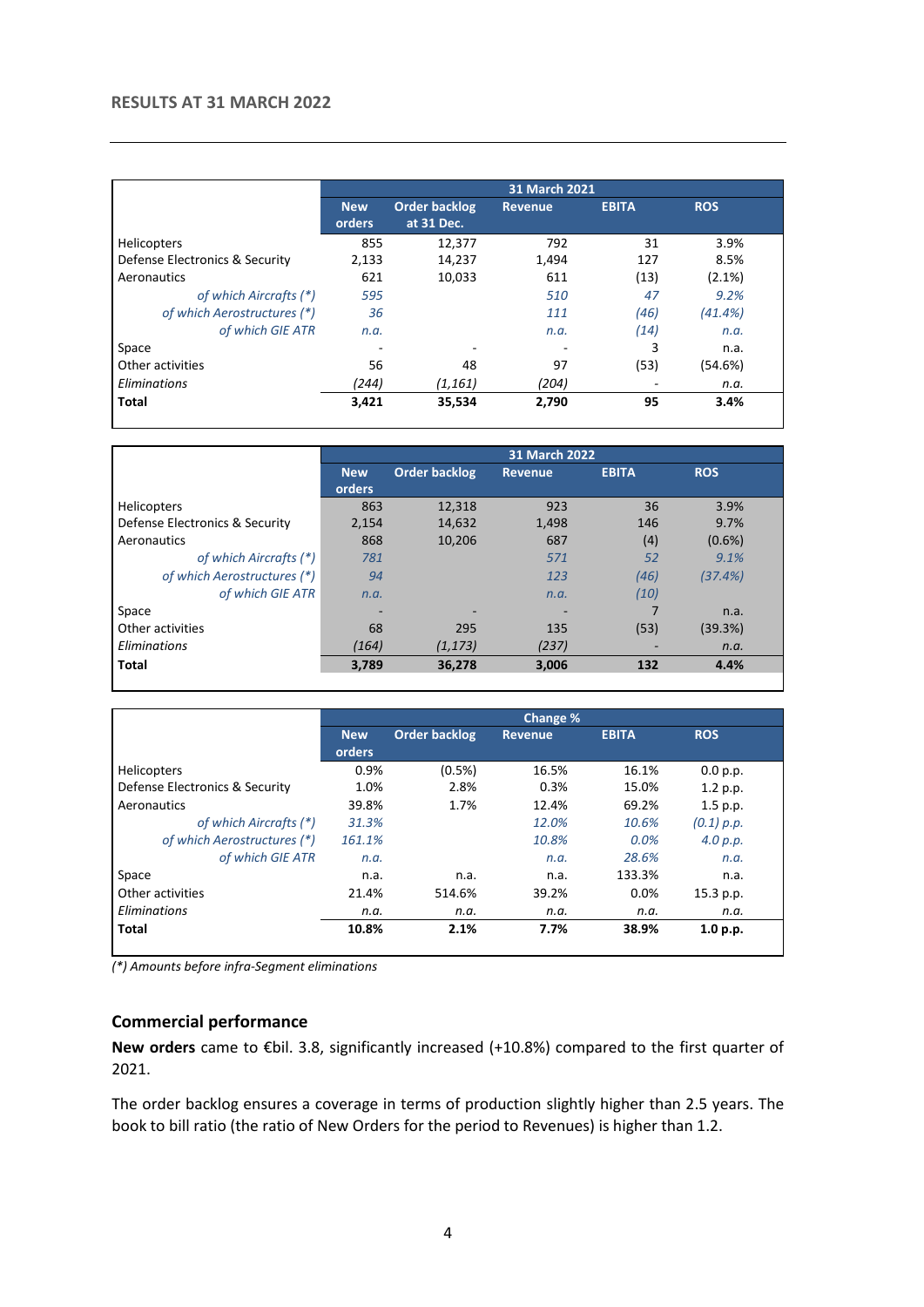## RESULTS AT 31 MARCH 2022

| | 31 March 2021 | | | | |
|---|---|---|---|---|---|
| | New orders | Order backlog at 31 Dec. | Revenue | EBITA | ROS |
| Helicopters | 855 | 12,377 | 792 | 31 | 3.9% |
| Defense Electronics & Security | 2,133 | 14,237 | 1,494 | 127 | 8.5% |
| Aeronautics | 621 | 10,033 | 611 | (13) | (2.1%) |
| *of which Aircrafts (*)* | *595* | | *510* | *47* | *9.2%* |
| *of which Aerostructures (*)* | *36* | | *111* | *(46)* | *(41.4%)* |
| *of which GIE ATR* | *n.a.* | | *n.a.* | *(14)* | *n.a.* |
| Space | - | - | - | 3 | n.a. |
| Other activities | 56 | 48 | 97 | (53) | (54.6%) |
| *Eliminations* | *(244)* | *(1,161)* | *(204)* | - | *n.a.* |
| **Total** | **3,421** | **35,534** | **2,790** | **95** | **3.4%** |

| | 31 March 2022 | | | | |
|---|---|---|---|---|---|
| | New orders | Order backlog | Revenue | EBITA | ROS |
| Helicopters | 863 | 12,318 | 923 | 36 | 3.9% |
| Defense Electronics & Security | 2,154 | 14,632 | 1,498 | 146 | 9.7% |
| Aeronautics | 868 | 10,206 | 687 | (4) | (0.6%) |
| *of which Aircrafts (*)* | *781* | | *571* | *52* | *9.1%* |
| *of which Aerostructures (*)* | *94* | | *123* | *(46)* | *(37.4%)* |
| *of which GIE ATR* | *n.a.* | | *n.a.* | *(10)* | |
| Space | - | - | - | 7 | n.a. |
| Other activities | 68 | 295 | 135 | (53) | (39.3%) |
| *Eliminations* | *(164)* | *(1,173)* | *(237)* | - | *n.a.* |
| **Total** | **3,789** | **36,278** | **3,006** | **132** | **4.4%** |

| | Change % | | | | |
|---|---|---|---|---|---|
| | New orders | Order backlog | Revenue | EBITA | ROS |
| Helicopters | 0.9% | (0.5%) | 16.5% | 16.1% | 0.0 p.p. |
| Defense Electronics & Security | 1.0% | 2.8% | 0.3% | 15.0% | 1.2 p.p. |
| Aeronautics | 39.8% | 1.7% | 12.4% | 69.2% | 1.5 p.p. |
| *of which Aircrafts (*)* | *31.3%* | | *12.0%* | *10.6%* | *(0.1) p.p.* |
| *of which Aerostructures (*)* | *161.1%* | | *10.8%* | *0.0%* | *4.0 p.p.* |
| *of which GIE ATR* | *n.a.* | | *n.a.* | *28.6%* | *n.a.* |
| Space | n.a. | n.a. | n.a. | 133.3% | n.a. |
| Other activities | 21.4% | 514.6% | 39.2% | 0.0% | 15.3 p.p. |
| *Eliminations* | *n.a.* | *n.a.* | *n.a.* | *n.a.* | *n.a.* |
| **Total** | **10.8%** | **2.1%** | **7.7%** | **38.9%** | **1.0 p.p.** |

*(*) Amounts before infra-Segment eliminations*

### Commercial performance

**New orders** came to €bil. 3.8, significantly increased (+10.8%) compared to the first quarter of 2021.

The order backlog ensures a coverage in terms of production slightly higher than 2.5 years. The book to bill ratio (the ratio of New Orders for the period to Revenues) is higher than 1.2.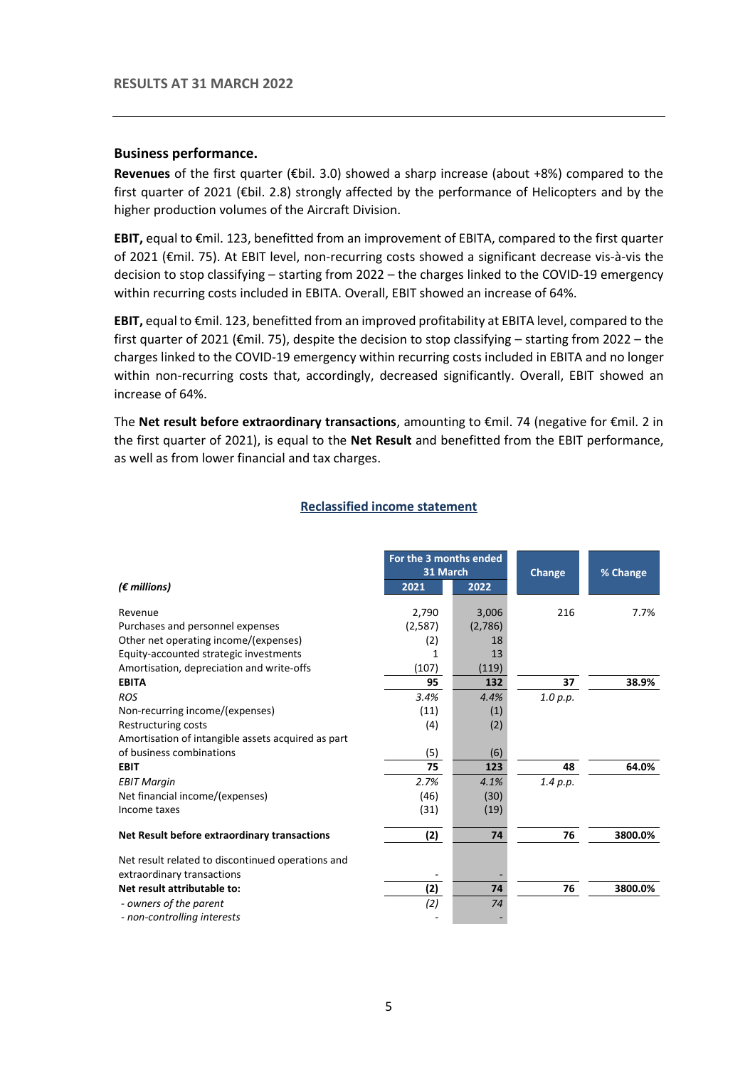## Business performance.

**Revenues** of the first quarter (€bil. 3.0) showed a sharp increase (about +8%) compared to the first quarter of 2021 (€bil. 2.8) strongly affected by the performance of Helicopters and by the higher production volumes of the Aircraft Division.

**EBIT,** equal to €mil. 123, benefitted from an improvement of EBITA, compared to the first quarter of 2021 (€mil. 75). At EBIT level, non-recurring costs showed a significant decrease vis-à-vis the decision to stop classifying – starting from 2022 – the charges linked to the COVID-19 emergency within recurring costs included in EBITA. Overall, EBIT showed an increase of 64%.

**EBIT,** equal to €mil. 123, benefitted from an improved profitability at EBITA level, compared to the first quarter of 2021 (€mil. 75), despite the decision to stop classifying – starting from 2022 – the charges linked to the COVID-19 emergency within recurring costs included in EBITA and no longer within non-recurring costs that, accordingly, decreased significantly. Overall, EBIT showed an increase of 64%.

The **Net result before extraordinary transactions**, amounting to €mil. 74 (negative for €mil. 2 in the first quarter of 2021), is equal to the **Net Result** and benefitted from the EBIT performance, as well as from lower financial and tax charges.

**Reclassified income statement**

| *(€ millions)* | For the 3 months ended 31 March | | Change | % Change |
|---|---|---|---|---|
| | 2021 | 2022 | | |
| Revenue | 2,790 | 3,006 | 216 | 7.7% |
| Purchases and personnel expenses | (2,587) | (2,786) | | |
| Other net operating income/(expenses) | (2) | 18 | | |
| Equity-accounted strategic investments | 1 | 13 | | |
| Amortisation, depreciation and write-offs | (107) | (119) | | |
| **EBITA** | **95** | **132** | **37** | **38.9%** |
| *ROS* | *3.4%* | *4.4%* | *1.0 p.p.* | |
| Non-recurring income/(expenses) | (11) | (1) | | |
| Restructuring costs | (4) | (2) | | |
| Amortisation of intangible assets acquired as part of business combinations | (5) | (6) | | |
| **EBIT** | **75** | **123** | **48** | **64.0%** |
| *EBIT Margin* | *2.7%* | *4.1%* | *1.4 p.p.* | |
| Net financial income/(expenses) | (46) | (30) | | |
| Income taxes | (31) | (19) | | |
| **Net Result before extraordinary transactions** | **(2)** | **74** | **76** | **3800.0%** |
| Net result related to discontinued operations and extraordinary transactions | - | - | | |
| **Net result attributable to:** | **(2)** | **74** | **76** | **3800.0%** |
| *- owners of the parent* | *(2)* | *74* | | |
| *- non-controlling interests* | - | - | | |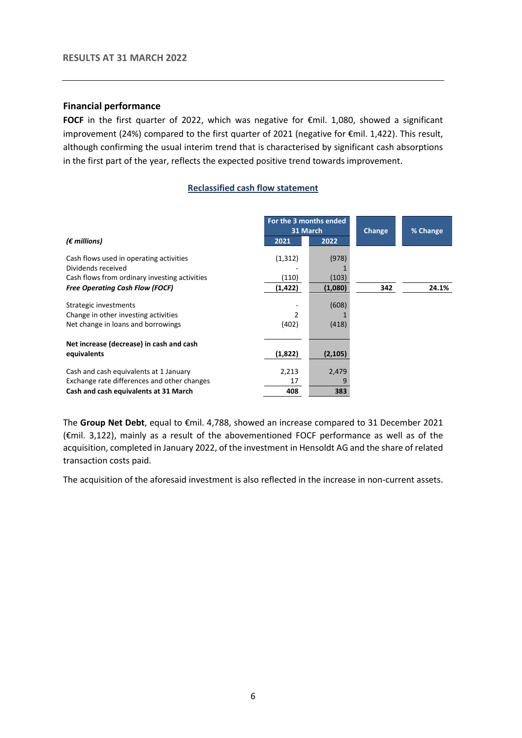## Financial performance

**FOCF** in the first quarter of 2022, which was negative for €mil. 1,080, showed a significant improvement (24%) compared to the first quarter of 2021 (negative for €mil. 1,422). This result, although confirming the usual interim trend that is characterised by significant cash absorptions in the first part of the year, reflects the expected positive trend towards improvement.

### Reclassified cash flow statement

| *(€ millions)* | For the 3 months ended 31 March 2021 | For the 3 months ended 31 March 2022 | Change | % Change |
|---|---|---|---|---|
| Cash flows used in operating activities | (1,312) | (978) | | |
| Dividends received | - | 1 | | |
| Cash flows from ordinary investing activities | (110) | (103) | | |
| ***Free Operating Cash Flow (FOCF)*** | **(1,422)** | **(1,080)** | **342** | **24.1%** |
| Strategic investments | - | (608) | | |
| Change in other investing activities | 2 | 1 | | |
| Net change in loans and borrowings | (402) | (418) | | |
| **Net increase (decrease) in cash and cash equivalents** | **(1,822)** | **(2,105)** | | |
| Cash and cash equivalents at 1 January | 2,213 | 2,479 | | |
| Exchange rate differences and other changes | 17 | 9 | | |
| **Cash and cash equivalents at 31 March** | **408** | **383** | | |

The **Group Net Debt**, equal to €mil. 4,788, showed an increase compared to 31 December 2021 (€mil. 3,122), mainly as a result of the abovementioned FOCF performance as well as of the acquisition, completed in January 2022, of the investment in Hensoldt AG and the share of related transaction costs paid.

The acquisition of the aforesaid investment is also reflected in the increase in non-current assets.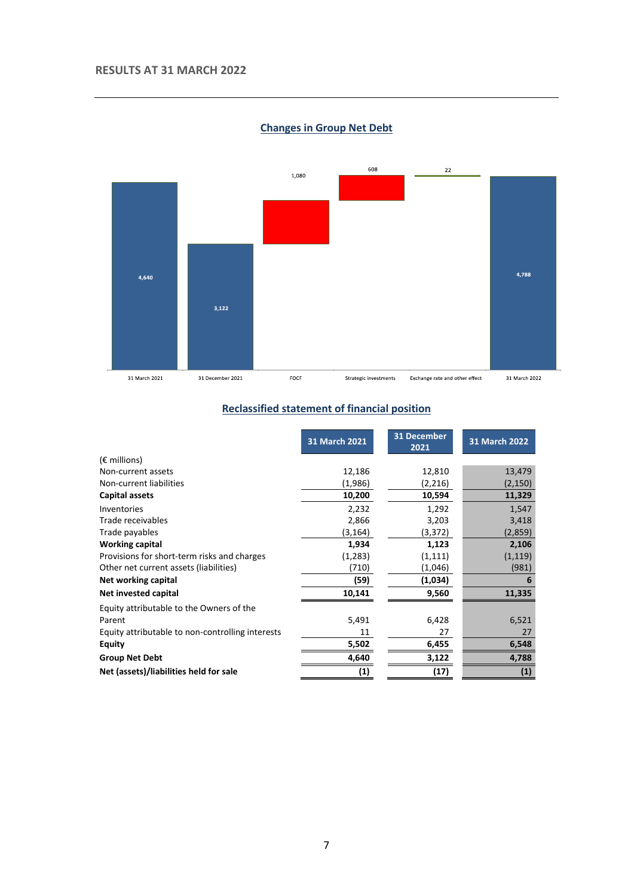## RESULTS AT 31 MARCH 2022

### Changes in Group Net Debt

| | 31 March 2021 | 31 December 2021 | FOCF | Strategic investments | Exchange rate and other effect | 31 March 2022 |
|---|---|---|---|---|---|---|
| € millions | 4,640 | 3,122 | 1,080 | 608 | 22 | 4,788 |

### Reclassified statement of financial position

| (€ millions) | 31 March 2021 | 31 December 2021 | 31 March 2022 |
|---|---|---|---|
| Non-current assets | 12,186 | 12,810 | 13,479 |
| Non-current liabilities | (1,986) | (2,216) | (2,150) |
| **Capital assets** | **10,200** | **10,594** | **11,329** |
| Inventories | 2,232 | 1,292 | 1,547 |
| Trade receivables | 2,866 | 3,203 | 3,418 |
| Trade payables | (3,164) | (3,372) | (2,859) |
| **Working capital** | **1,934** | **1,123** | **2,106** |
| Provisions for short-term risks and charges | (1,283) | (1,111) | (1,119) |
| Other net current assets (liabilities) | (710) | (1,046) | (981) |
| **Net working capital** | **(59)** | **(1,034)** | **6** |
| **Net invested capital** | **10,141** | **9,560** | **11,335** |
| Equity attributable to the Owners of the Parent | 5,491 | 6,428 | 6,521 |
| Equity attributable to non-controlling interests | 11 | 27 | 27 |
| **Equity** | **5,502** | **6,455** | **6,548** |
| **Group Net Debt** | **4,640** | **3,122** | **4,788** |
| **Net (assets)/liabilities held for sale** | **(1)** | **(17)** | **(1)** |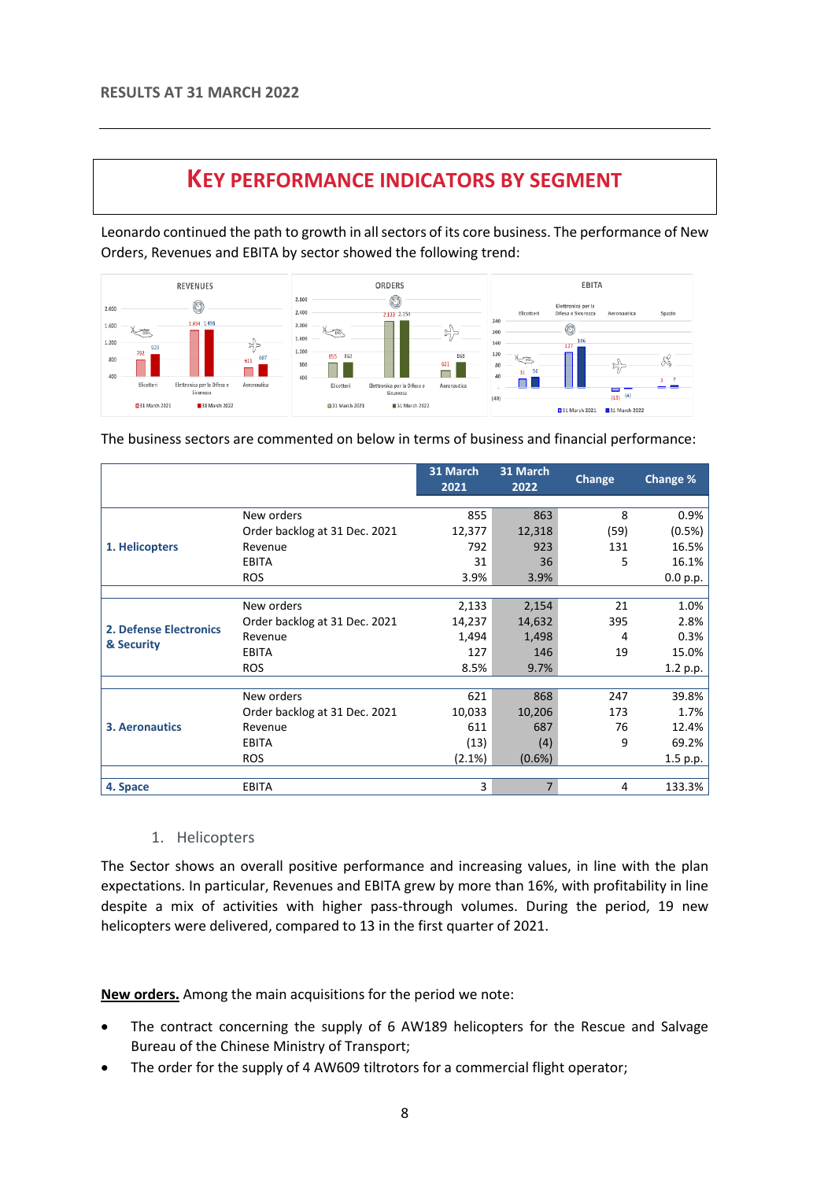## KEY PERFORMANCE INDICATORS BY SEGMENT

Leonardo continued the path to growth in all sectors of its core business. The performance of New Orders, Revenues and EBITA by sector showed the following trend:

The business sectors are commented on below in terms of business and financial performance:

| | | 31 March 2021 | 31 March 2022 | Change | Change % |
|---|---|---|---|---|---|
| **1. Helicopters** | New orders | 855 | 863 | 8 | 0.9% |
| | Order backlog at 31 Dec. 2021 | 12,377 | 12,318 | (59) | (0.5%) |
| | Revenue | 792 | 923 | 131 | 16.5% |
| | EBITA | 31 | 36 | 5 | 16.1% |
| | ROS | 3.9% | 3.9% | | 0.0 p.p. |
| **2. Defense Electronics & Security** | New orders | 2,133 | 2,154 | 21 | 1.0% |
| | Order backlog at 31 Dec. 2021 | 14,237 | 14,632 | 395 | 2.8% |
| | Revenue | 1,494 | 1,498 | 4 | 0.3% |
| | EBITA | 127 | 146 | 19 | 15.0% |
| | ROS | 8.5% | 9.7% | | 1.2 p.p. |
| **3. Aeronautics** | New orders | 621 | 868 | 247 | 39.8% |
| | Order backlog at 31 Dec. 2021 | 10,033 | 10,206 | 173 | 1.7% |
| | Revenue | 611 | 687 | 76 | 12.4% |
| | EBITA | (13) | (4) | 9 | 69.2% |
| | ROS | (2.1%) | (0.6%) | | 1.5 p.p. |
| **4. Space** | EBITA | 3 | 7 | 4 | 133.3% |

### 1. Helicopters

The Sector shows an overall positive performance and increasing values, in line with the plan expectations. In particular, Revenues and EBITA grew by more than 16%, with profitability in line despite a mix of activities with higher pass-through volumes. During the period, 19 new helicopters were delivered, compared to 13 in the first quarter of 2021.

**New orders.** Among the main acquisitions for the period we note:

- The contract concerning the supply of 6 AW189 helicopters for the Rescue and Salvage Bureau of the Chinese Ministry of Transport;
- The order for the supply of 4 AW609 tiltrotors for a commercial flight operator;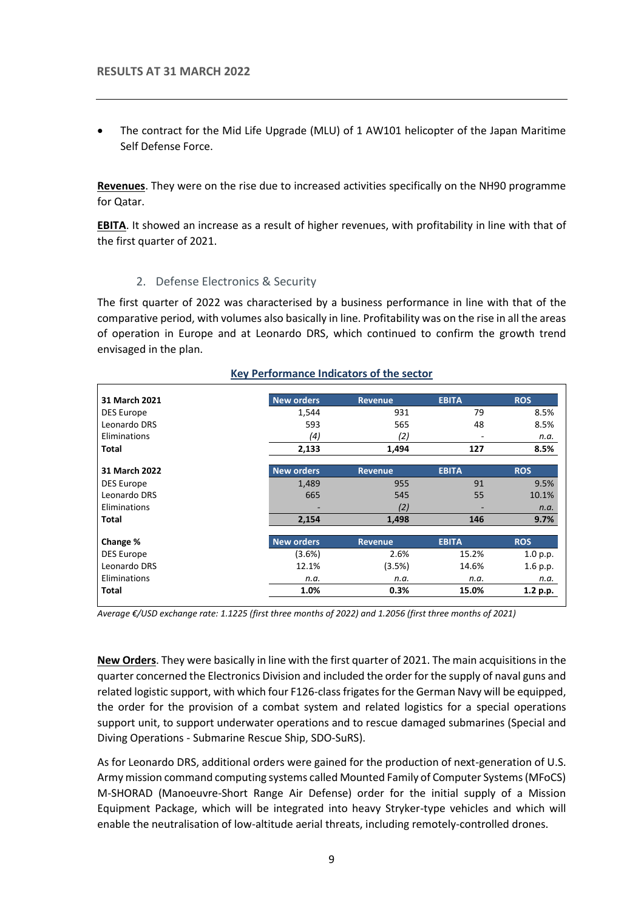- The contract for the Mid Life Upgrade (MLU) of 1 AW101 helicopter of the Japan Maritime Self Defense Force.

**Revenues**. They were on the rise due to increased activities specifically on the NH90 programme for Qatar.

**EBITA**. It showed an increase as a result of higher revenues, with profitability in line with that of the first quarter of 2021.

## 2. Defense Electronics & Security

The first quarter of 2022 was characterised by a business performance in line with that of the comparative period, with volumes also basically in line. Profitability was on the rise in all the areas of operation in Europe and at Leonardo DRS, which continued to confirm the growth trend envisaged in the plan.

**Key Performance Indicators of the sector**

| 31 March 2021 | New orders | Revenue | EBITA | ROS |
|---|---|---|---|---|
| DES Europe | 1,544 | 931 | 79 | 8.5% |
| Leonardo DRS | 593 | 565 | 48 | 8.5% |
| Eliminations | *(4)* | *(2)* | - | *n.a.* |
| **Total** | **2,133** | **1,494** | **127** | **8.5%** |
| **31 March 2022** | **New orders** | **Revenue** | **EBITA** | **ROS** |
| DES Europe | 1,489 | 955 | 91 | 9.5% |
| Leonardo DRS | 665 | 545 | 55 | 10.1% |
| Eliminations | - | *(2)* | - | *n.a.* |
| **Total** | **2,154** | **1,498** | **146** | **9.7%** |
| **Change %** | **New orders** | **Revenue** | **EBITA** | **ROS** |
| DES Europe | (3.6%) | 2.6% | 15.2% | 1.0 p.p. |
| Leonardo DRS | 12.1% | (3.5%) | 14.6% | 1.6 p.p. |
| Eliminations | *n.a.* | *n.a.* | *n.a.* | *n.a.* |
| **Total** | **1.0%** | **0.3%** | **15.0%** | **1.2 p.p.** |

*Average €/USD exchange rate: 1.1225 (first three months of 2022) and 1.2056 (first three months of 2021)*

**New Orders**. They were basically in line with the first quarter of 2021. The main acquisitions in the quarter concerned the Electronics Division and included the order for the supply of naval guns and related logistic support, with which four F126-class frigates for the German Navy will be equipped, the order for the provision of a combat system and related logistics for a special operations support unit, to support underwater operations and to rescue damaged submarines (Special and Diving Operations - Submarine Rescue Ship, SDO-SuRS).

As for Leonardo DRS, additional orders were gained for the production of next-generation of U.S. Army mission command computing systems called Mounted Family of Computer Systems (MFoCS) M-SHORAD (Manoeuvre-Short Range Air Defense) order for the initial supply of a Mission Equipment Package, which will be integrated into heavy Stryker-type vehicles and which will enable the neutralisation of low-altitude aerial threats, including remotely-controlled drones.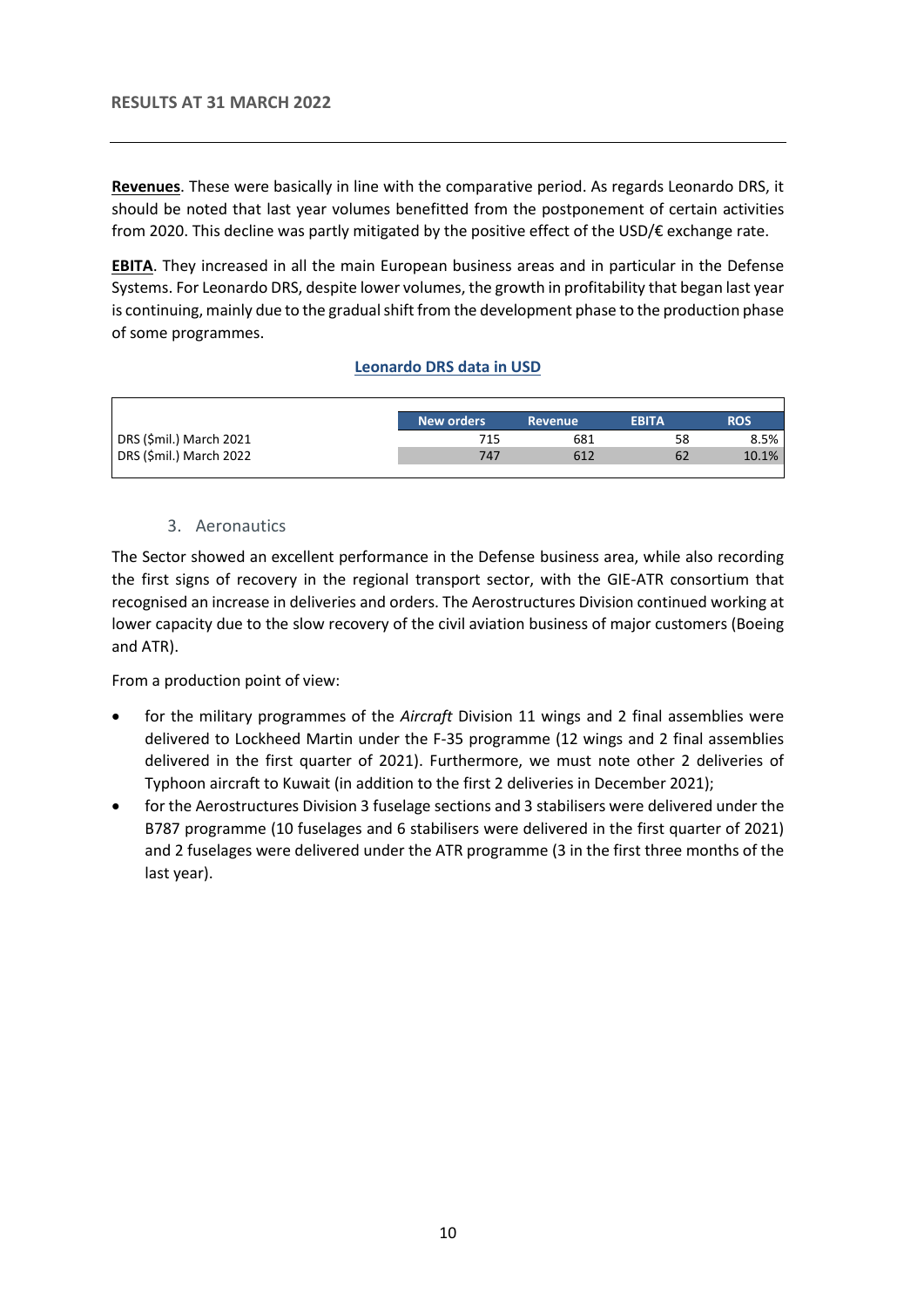**Revenues**. These were basically in line with the comparative period. As regards Leonardo DRS, it should be noted that last year volumes benefitted from the postponement of certain activities from 2020. This decline was partly mitigated by the positive effect of the USD/€ exchange rate.

**EBITA**. They increased in all the main European business areas and in particular in the Defense Systems. For Leonardo DRS, despite lower volumes, the growth in profitability that began last year is continuing, mainly due to the gradual shift from the development phase to the production phase of some programmes.

**Leonardo DRS data in USD**

| | New orders | Revenue | EBITA | ROS |
|---|---|---|---|---|
| DRS ($mil.) March 2021 | 715 | 681 | 58 | 8.5% |
| DRS ($mil.) March 2022 | 747 | 612 | 62 | 10.1% |

### 3. Aeronautics

The Sector showed an excellent performance in the Defense business area, while also recording the first signs of recovery in the regional transport sector, with the GIE-ATR consortium that recognised an increase in deliveries and orders. The Aerostructures Division continued working at lower capacity due to the slow recovery of the civil aviation business of major customers (Boeing and ATR).

From a production point of view:

- for the military programmes of the *Aircraft* Division 11 wings and 2 final assemblies were delivered to Lockheed Martin under the F-35 programme (12 wings and 2 final assemblies delivered in the first quarter of 2021). Furthermore, we must note other 2 deliveries of Typhoon aircraft to Kuwait (in addition to the first 2 deliveries in December 2021);
- for the Aerostructures Division 3 fuselage sections and 3 stabilisers were delivered under the B787 programme (10 fuselages and 6 stabilisers were delivered in the first quarter of 2021) and 2 fuselages were delivered under the ATR programme (3 in the first three months of the last year).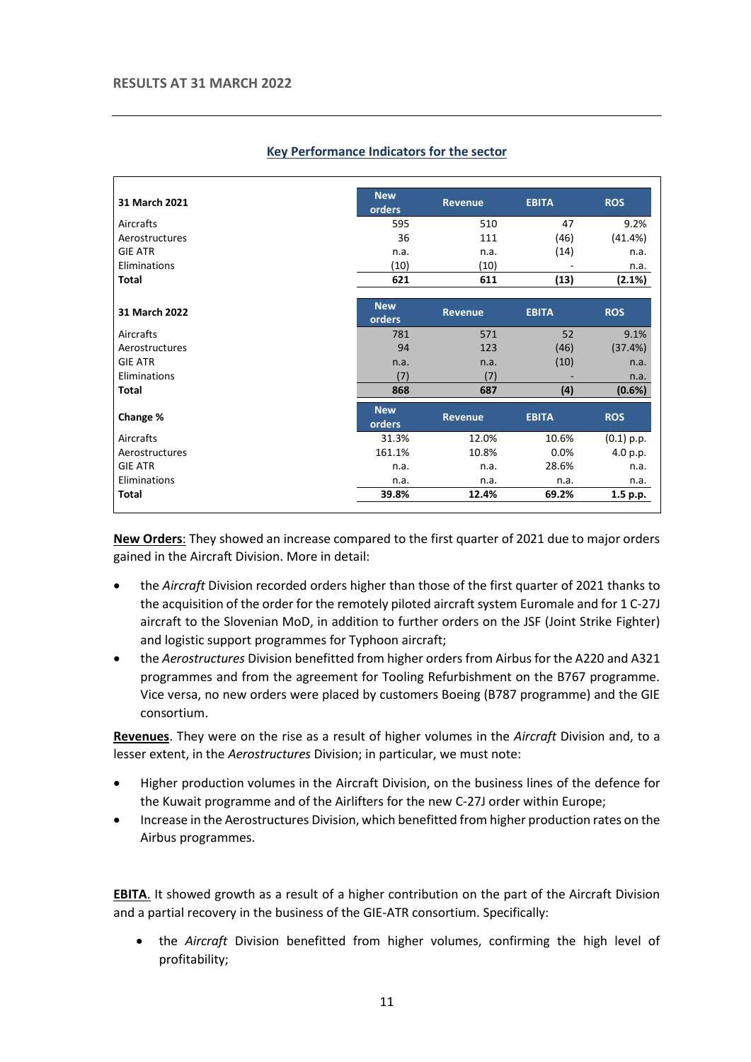## RESULTS AT 31 MARCH 2022

### Key Performance Indicators for the sector

| 31 March 2021 | New orders | Revenue | EBITA | ROS |
|---|---|---|---|---|
| Aircrafts | 595 | 510 | 47 | 9.2% |
| Aerostructures | 36 | 111 | (46) | (41.4%) |
| GIE ATR | n.a. | n.a. | (14) | n.a. |
| Eliminations | (10) | (10) | - | n.a. |
| **Total** | **621** | **611** | **(13)** | **(2.1%)** |
| **31 March 2022** | **New orders** | **Revenue** | **EBITA** | **ROS** |
| Aircrafts | 781 | 571 | 52 | 9.1% |
| Aerostructures | 94 | 123 | (46) | (37.4%) |
| GIE ATR | n.a. | n.a. | (10) | n.a. |
| Eliminations | (7) | (7) | - | n.a. |
| **Total** | **868** | **687** | **(4)** | **(0.6%)** |
| **Change %** | **New orders** | **Revenue** | **EBITA** | **ROS** |
| Aircrafts | 31.3% | 12.0% | 10.6% | (0.1) p.p. |
| Aerostructures | 161.1% | 10.8% | 0.0% | 4.0 p.p. |
| GIE ATR | n.a. | n.a. | 28.6% | n.a. |
| Eliminations | n.a. | n.a. | n.a. | n.a. |
| **Total** | **39.8%** | **12.4%** | **69.2%** | **1.5 p.p.** |

**New Orders**: They showed an increase compared to the first quarter of 2021 due to major orders gained in the Aircraft Division. More in detail:

- the *Aircraft* Division recorded orders higher than those of the first quarter of 2021 thanks to the acquisition of the order for the remotely piloted aircraft system Euromale and for 1 C-27J aircraft to the Slovenian MoD, in addition to further orders on the JSF (Joint Strike Fighter) and logistic support programmes for Typhoon aircraft;
- the *Aerostructures* Division benefitted from higher orders from Airbus for the A220 and A321 programmes and from the agreement for Tooling Refurbishment on the B767 programme. Vice versa, no new orders were placed by customers Boeing (B787 programme) and the GIE consortium.

**Revenues**. They were on the rise as a result of higher volumes in the *Aircraft* Division and, to a lesser extent, in the *Aerostructures* Division; in particular, we must note:

- Higher production volumes in the Aircraft Division, on the business lines of the defence for the Kuwait programme and of the Airlifters for the new C-27J order within Europe;
- Increase in the Aerostructures Division, which benefitted from higher production rates on the Airbus programmes.

**EBITA**. It showed growth as a result of a higher contribution on the part of the Aircraft Division and a partial recovery in the business of the GIE-ATR consortium. Specifically:

- the *Aircraft* Division benefitted from higher volumes, confirming the high level of profitability;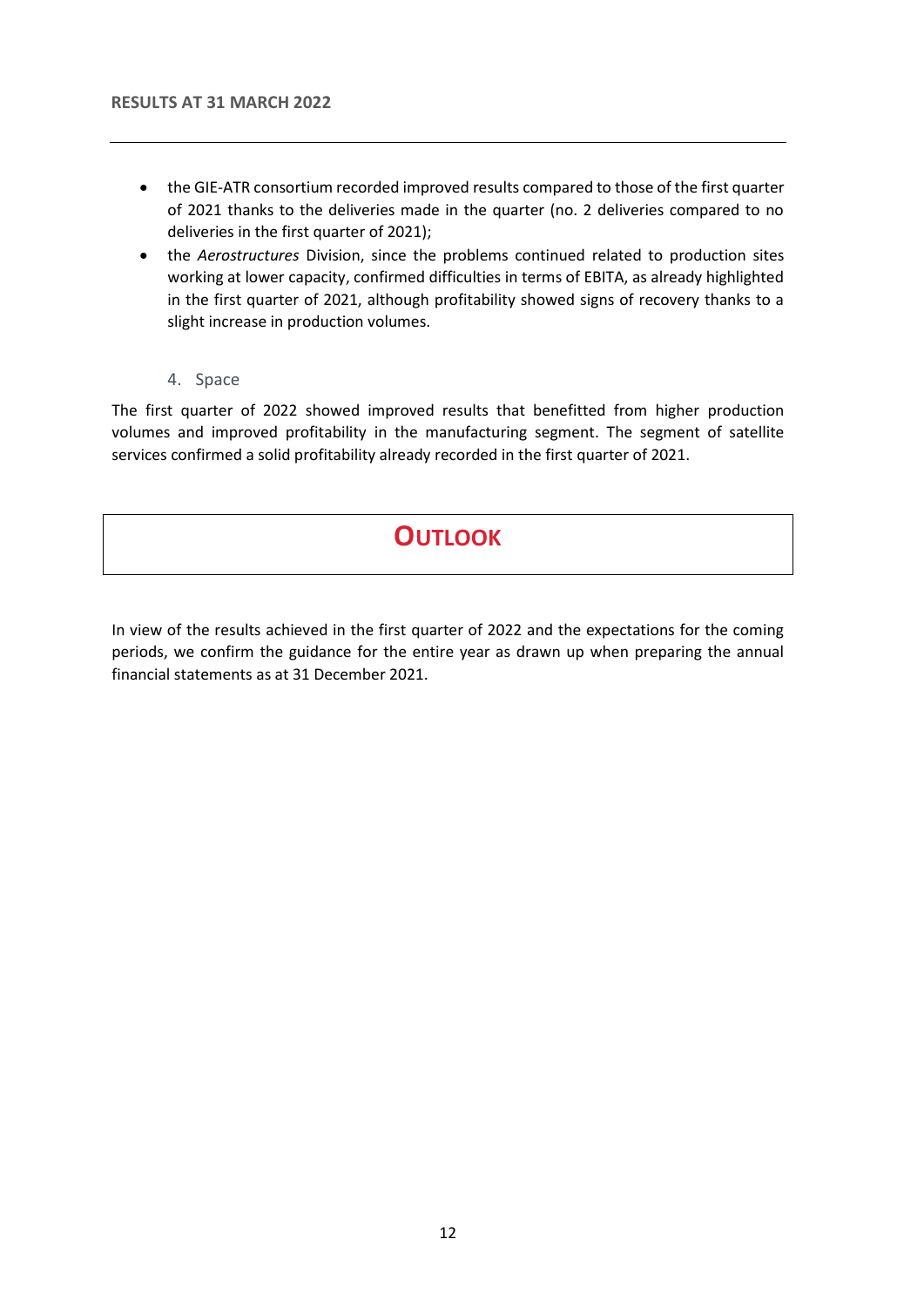- the GIE-ATR consortium recorded improved results compared to those of the first quarter of 2021 thanks to the deliveries made in the quarter (no. 2 deliveries compared to no deliveries in the first quarter of 2021);
- the *Aerostructures* Division, since the problems continued related to production sites working at lower capacity, confirmed difficulties in terms of EBITA, as already highlighted in the first quarter of 2021, although profitability showed signs of recovery thanks to a slight increase in production volumes.

### 4. Space

The first quarter of 2022 showed improved results that benefitted from higher production volumes and improved profitability in the manufacturing segment. The segment of satellite services confirmed a solid profitability already recorded in the first quarter of 2021.

## OUTLOOK

In view of the results achieved in the first quarter of 2022 and the expectations for the coming periods, we confirm the guidance for the entire year as drawn up when preparing the annual financial statements as at 31 December 2021.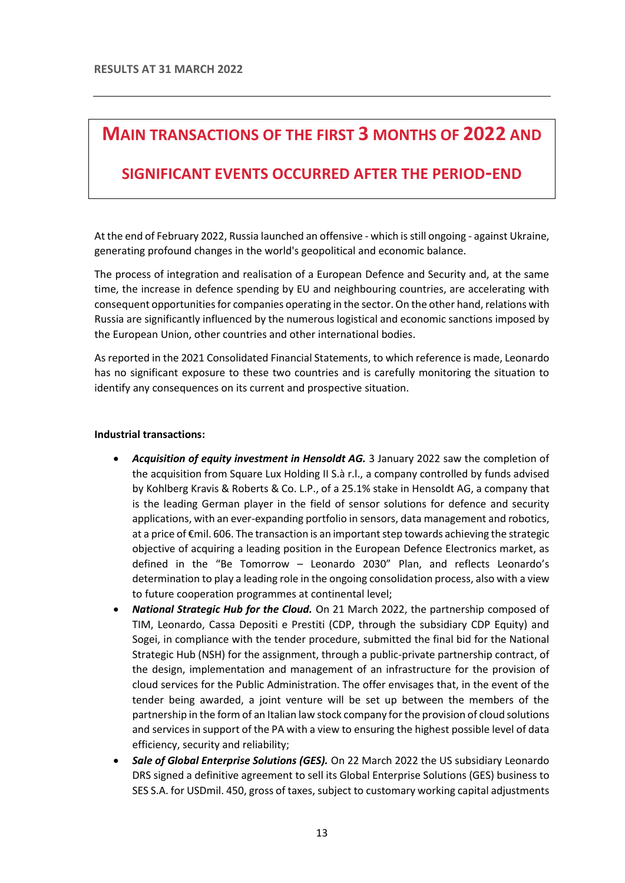# MAIN TRANSACTIONS OF THE FIRST 3 MONTHS OF 2022 AND SIGNIFICANT EVENTS OCCURRED AFTER THE PERIOD-END

At the end of February 2022, Russia launched an offensive - which is still ongoing - against Ukraine, generating profound changes in the world's geopolitical and economic balance.

The process of integration and realisation of a European Defence and Security and, at the same time, the increase in defence spending by EU and neighbouring countries, are accelerating with consequent opportunities for companies operating in the sector. On the other hand, relations with Russia are significantly influenced by the numerous logistical and economic sanctions imposed by the European Union, other countries and other international bodies.

As reported in the 2021 Consolidated Financial Statements, to which reference is made, Leonardo has no significant exposure to these two countries and is carefully monitoring the situation to identify any consequences on its current and prospective situation.

**Industrial transactions:**

- ***Acquisition of equity investment in Hensoldt AG.*** 3 January 2022 saw the completion of the acquisition from Square Lux Holding II S.à r.l., a company controlled by funds advised by Kohlberg Kravis & Roberts & Co. L.P., of a 25.1% stake in Hensoldt AG, a company that is the leading German player in the field of sensor solutions for defence and security applications, with an ever-expanding portfolio in sensors, data management and robotics, at a price of €mil. 606. The transaction is an important step towards achieving the strategic objective of acquiring a leading position in the European Defence Electronics market, as defined in the "Be Tomorrow – Leonardo 2030" Plan, and reflects Leonardo's determination to play a leading role in the ongoing consolidation process, also with a view to future cooperation programmes at continental level;
- ***National Strategic Hub for the Cloud.*** On 21 March 2022, the partnership composed of TIM, Leonardo, Cassa Depositi e Prestiti (CDP, through the subsidiary CDP Equity) and Sogei, in compliance with the tender procedure, submitted the final bid for the National Strategic Hub (NSH) for the assignment, through a public-private partnership contract, of the design, implementation and management of an infrastructure for the provision of cloud services for the Public Administration. The offer envisages that, in the event of the tender being awarded, a joint venture will be set up between the members of the partnership in the form of an Italian law stock company for the provision of cloud solutions and services in support of the PA with a view to ensuring the highest possible level of data efficiency, security and reliability;
- ***Sale of Global Enterprise Solutions (GES).*** On 22 March 2022 the US subsidiary Leonardo DRS signed a definitive agreement to sell its Global Enterprise Solutions (GES) business to SES S.A. for USDmil. 450, gross of taxes, subject to customary working capital adjustments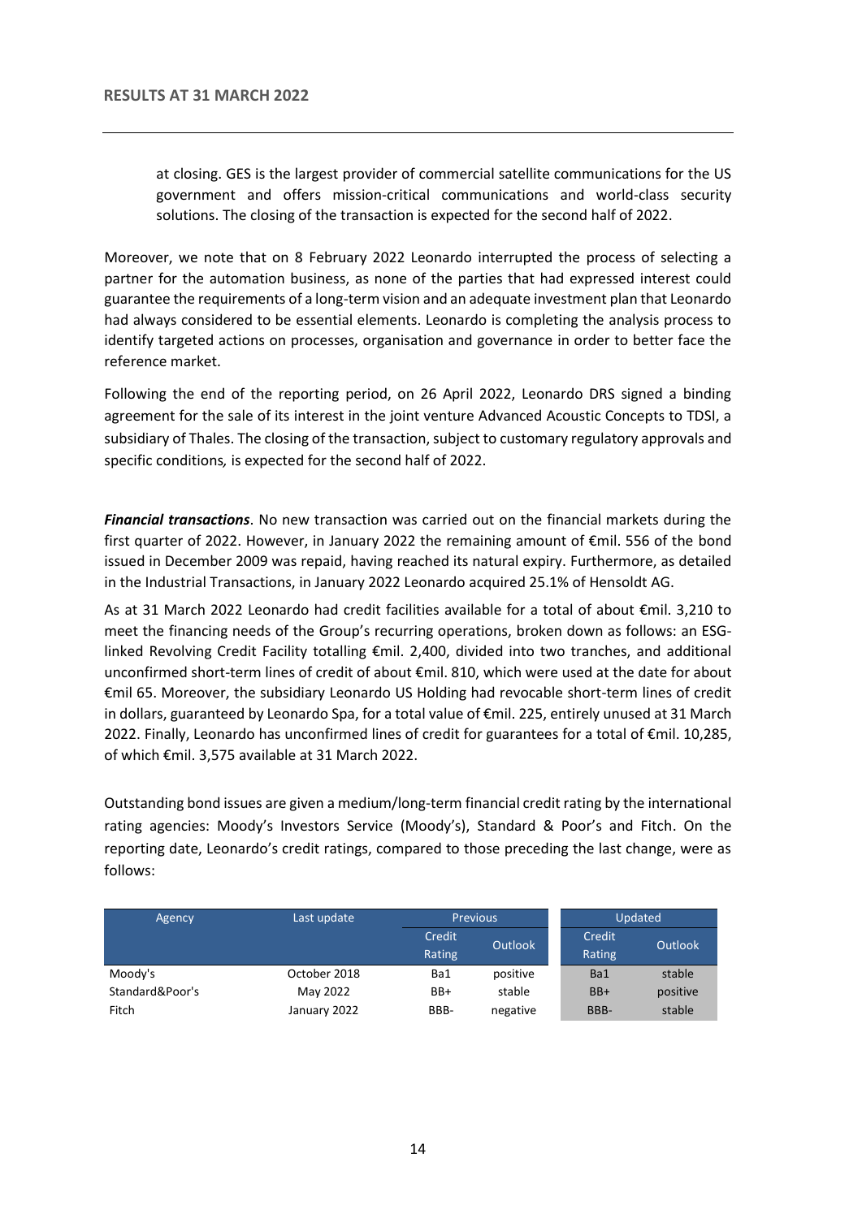at closing. GES is the largest provider of commercial satellite communications for the US government and offers mission-critical communications and world-class security solutions. The closing of the transaction is expected for the second half of 2022.

Moreover, we note that on 8 February 2022 Leonardo interrupted the process of selecting a partner for the automation business, as none of the parties that had expressed interest could guarantee the requirements of a long-term vision and an adequate investment plan that Leonardo had always considered to be essential elements. Leonardo is completing the analysis process to identify targeted actions on processes, organisation and governance in order to better face the reference market.

Following the end of the reporting period, on 26 April 2022, Leonardo DRS signed a binding agreement for the sale of its interest in the joint venture Advanced Acoustic Concepts to TDSI, a subsidiary of Thales. The closing of the transaction, subject to customary regulatory approvals and specific conditions, is expected for the second half of 2022.

***Financial transactions***. No new transaction was carried out on the financial markets during the first quarter of 2022. However, in January 2022 the remaining amount of €mil. 556 of the bond issued in December 2009 was repaid, having reached its natural expiry. Furthermore, as detailed in the Industrial Transactions, in January 2022 Leonardo acquired 25.1% of Hensoldt AG.

As at 31 March 2022 Leonardo had credit facilities available for a total of about €mil. 3,210 to meet the financing needs of the Group's recurring operations, broken down as follows: an ESG-linked Revolving Credit Facility totalling €mil. 2,400, divided into two tranches, and additional unconfirmed short-term lines of credit of about €mil. 810, which were used at the date for about €mil 65. Moreover, the subsidiary Leonardo US Holding had revocable short-term lines of credit in dollars, guaranteed by Leonardo Spa, for a total value of €mil. 225, entirely unused at 31 March 2022. Finally, Leonardo has unconfirmed lines of credit for guarantees for a total of €mil. 10,285, of which €mil. 3,575 available at 31 March 2022.

Outstanding bond issues are given a medium/long-term financial credit rating by the international rating agencies: Moody's Investors Service (Moody's), Standard & Poor's and Fitch. On the reporting date, Leonardo's credit ratings, compared to those preceding the last change, were as follows:

| Agency | Last update | Previous | | Updated | |
|---|---|---|---|---|---|
| | | Credit Rating | Outlook | Credit Rating | Outlook |
| Moody's | October 2018 | Ba1 | positive | Ba1 | stable |
| Standard&Poor's | May 2022 | BB+ | stable | BB+ | positive |
| Fitch | January 2022 | BBB- | negative | BBB- | stable |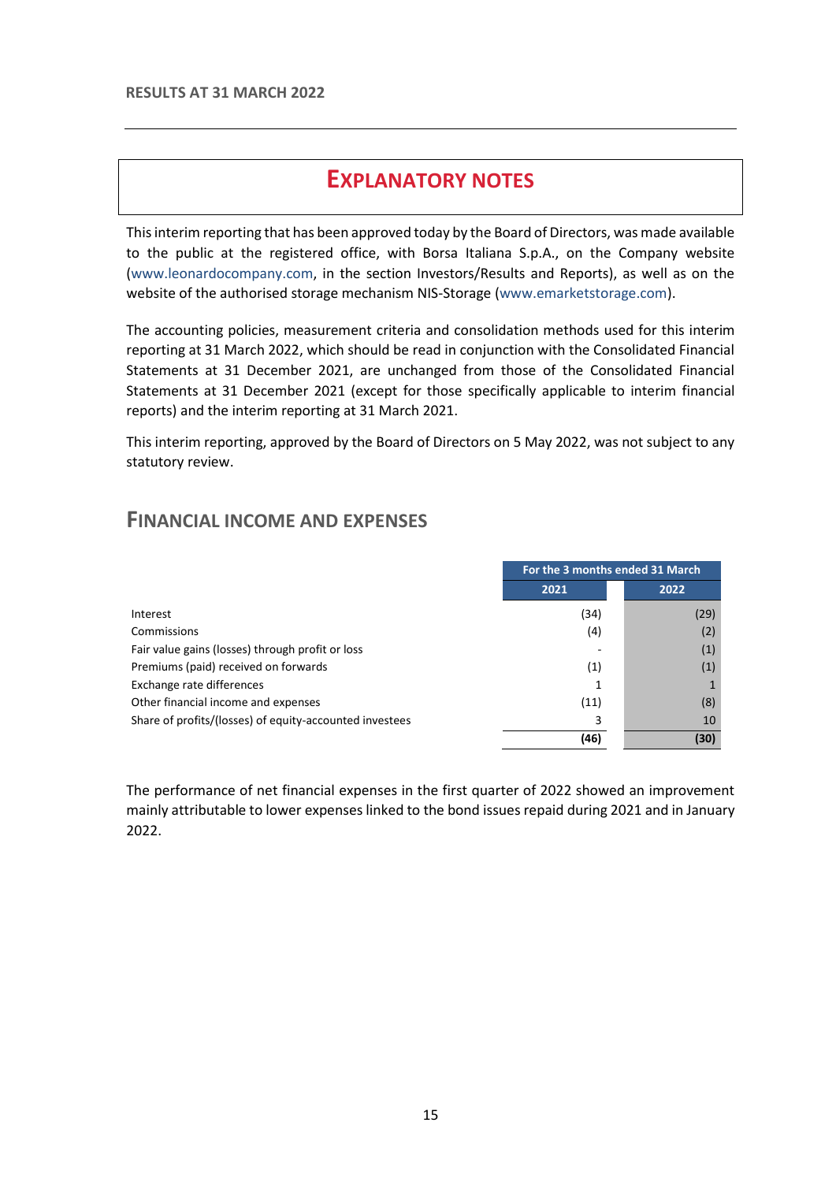RESULTS AT 31 MARCH 2022

# EXPLANATORY NOTES

This interim reporting that has been approved today by the Board of Directors, was made available to the public at the registered office, with Borsa Italiana S.p.A., on the Company website (www.leonardocompany.com, in the section Investors/Results and Reports), as well as on the website of the authorised storage mechanism NIS-Storage (www.emarketstorage.com).

The accounting policies, measurement criteria and consolidation methods used for this interim reporting at 31 March 2022, which should be read in conjunction with the Consolidated Financial Statements at 31 December 2021, are unchanged from those of the Consolidated Financial Statements at 31 December 2021 (except for those specifically applicable to interim financial reports) and the interim reporting at 31 March 2021.

This interim reporting, approved by the Board of Directors on 5 May 2022, was not subject to any statutory review.

## FINANCIAL INCOME AND EXPENSES

| | For the 3 months ended 31 March | |
|---|---|---|
| | **2021** | **2022** |
| Interest | (34) | (29) |
| Commissions | (4) | (2) |
| Fair value gains (losses) through profit or loss | - | (1) |
| Premiums (paid) received on forwards | (1) | (1) |
| Exchange rate differences | 1 | 1 |
| Other financial income and expenses | (11) | (8) |
| Share of profits/(losses) of equity-accounted investees | 3 | 10 |
| | **(46)** | **(30)** |

The performance of net financial expenses in the first quarter of 2022 showed an improvement mainly attributable to lower expenses linked to the bond issues repaid during 2021 and in January 2022.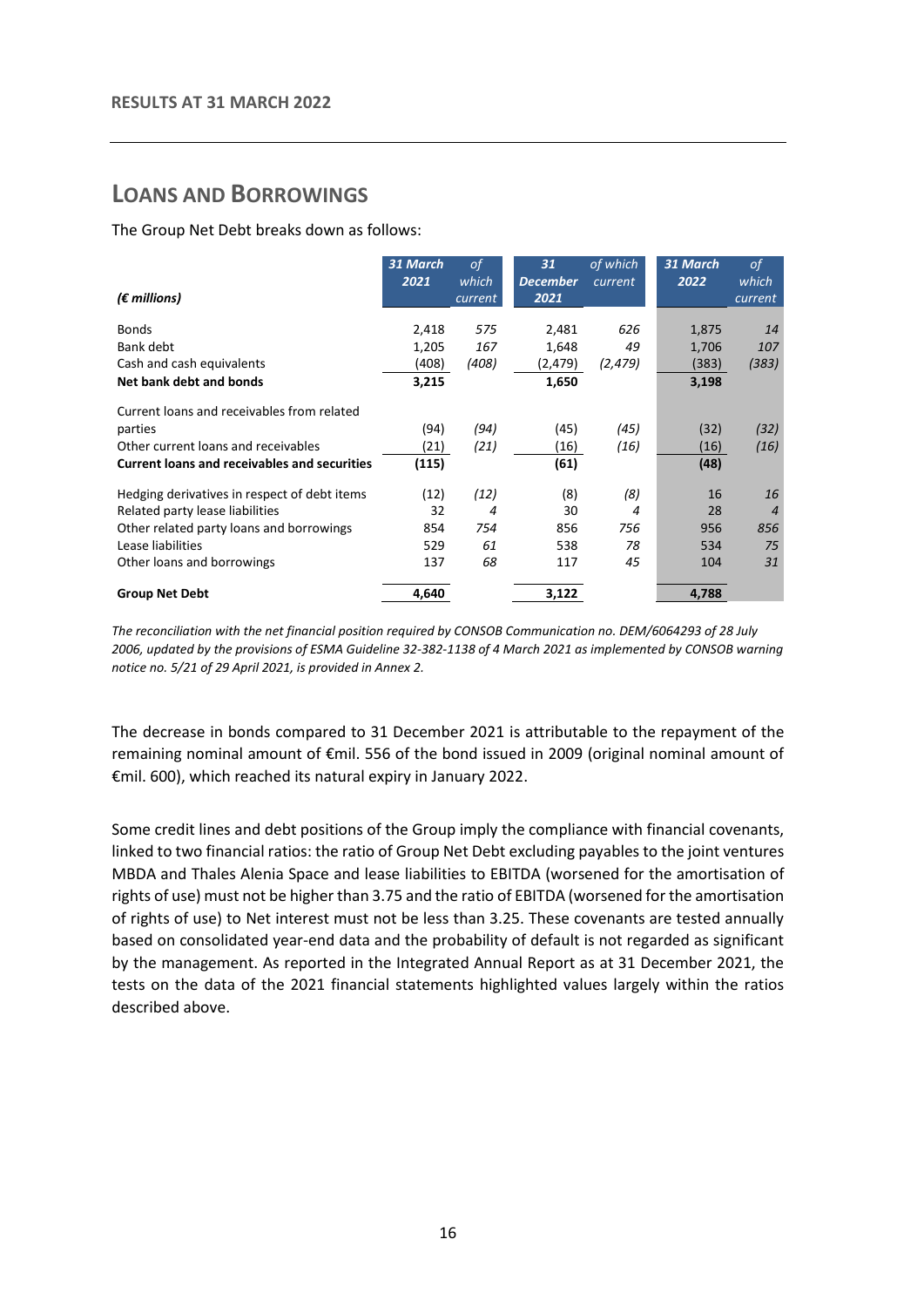## LOANS AND BORROWINGS

The Group Net Debt breaks down as follows:

| *(€ millions)* | 31 March 2021 | *of which current* | 31 December 2021 | *of which current* | 31 March 2022 | *of which current* |
|---|---|---|---|---|---|---|
| Bonds | 2,418 | *575* | 2,481 | *626* | 1,875 | *14* |
| Bank debt | 1,205 | *167* | 1,648 | *49* | 1,706 | *107* |
| Cash and cash equivalents | (408) | *(408)* | (2,479) | *(2,479)* | (383) | *(383)* |
| **Net bank debt and bonds** | **3,215** | | **1,650** | | **3,198** | |
| Current loans and receivables from related parties | (94) | *(94)* | (45) | *(45)* | (32) | *(32)* |
| Other current loans and receivables | (21) | *(21)* | (16) | *(16)* | (16) | *(16)* |
| **Current loans and receivables and securities** | **(115)** | | **(61)** | | **(48)** | |
| Hedging derivatives in respect of debt items | (12) | *(12)* | (8) | *(8)* | 16 | *16* |
| Related party lease liabilities | 32 | *4* | 30 | *4* | 28 | *4* |
| Other related party loans and borrowings | 854 | *754* | 856 | *756* | 956 | *856* |
| Lease liabilities | 529 | *61* | 538 | *78* | 534 | *75* |
| Other loans and borrowings | 137 | *68* | 117 | *45* | 104 | *31* |
| **Group Net Debt** | **4,640** | | **3,122** | | **4,788** | |

*The reconciliation with the net financial position required by CONSOB Communication no. DEM/6064293 of 28 July 2006, updated by the provisions of ESMA Guideline 32-382-1138 of 4 March 2021 as implemented by CONSOB warning notice no. 5/21 of 29 April 2021, is provided in Annex 2.*

The decrease in bonds compared to 31 December 2021 is attributable to the repayment of the remaining nominal amount of €mil. 556 of the bond issued in 2009 (original nominal amount of €mil. 600), which reached its natural expiry in January 2022.

Some credit lines and debt positions of the Group imply the compliance with financial covenants, linked to two financial ratios: the ratio of Group Net Debt excluding payables to the joint ventures MBDA and Thales Alenia Space and lease liabilities to EBITDA (worsened for the amortisation of rights of use) must not be higher than 3.75 and the ratio of EBITDA (worsened for the amortisation of rights of use) to Net interest must not be less than 3.25. These covenants are tested annually based on consolidated year-end data and the probability of default is not regarded as significant by the management. As reported in the Integrated Annual Report as at 31 December 2021, the tests on the data of the 2021 financial statements highlighted values largely within the ratios described above.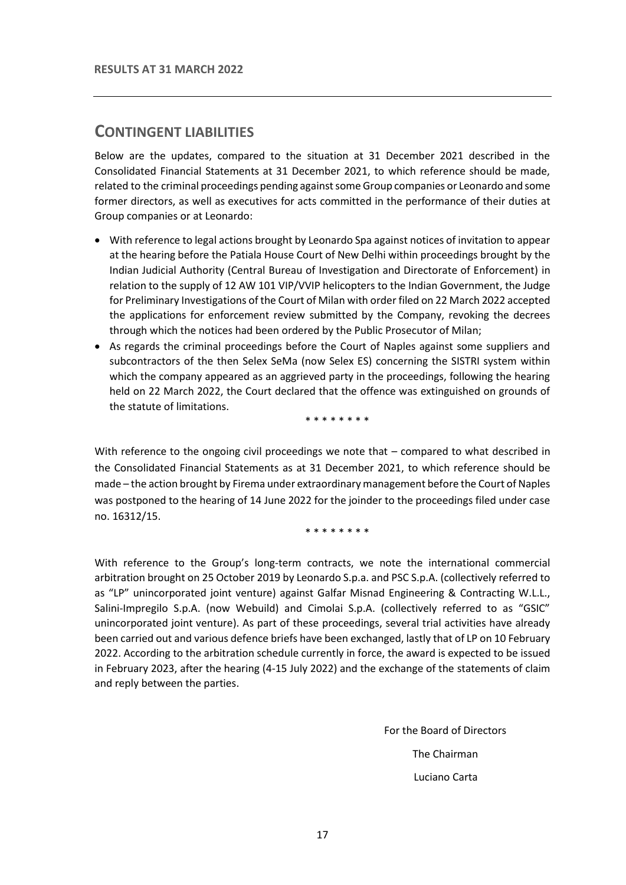## CONTINGENT LIABILITIES

Below are the updates, compared to the situation at 31 December 2021 described in the Consolidated Financial Statements at 31 December 2021, to which reference should be made, related to the criminal proceedings pending against some Group companies or Leonardo and some former directors, as well as executives for acts committed in the performance of their duties at Group companies or at Leonardo:

- With reference to legal actions brought by Leonardo Spa against notices of invitation to appear at the hearing before the Patiala House Court of New Delhi within proceedings brought by the Indian Judicial Authority (Central Bureau of Investigation and Directorate of Enforcement) in relation to the supply of 12 AW 101 VIP/VVIP helicopters to the Indian Government, the Judge for Preliminary Investigations of the Court of Milan with order filed on 22 March 2022 accepted the applications for enforcement review submitted by the Company, revoking the decrees through which the notices had been ordered by the Public Prosecutor of Milan;
- As regards the criminal proceedings before the Court of Naples against some suppliers and subcontractors of the then Selex SeMa (now Selex ES) concerning the SISTRI system within which the company appeared as an aggrieved party in the proceedings, following the hearing held on 22 March 2022, the Court declared that the offence was extinguished on grounds of the statute of limitations.

\* \* \* \* \* \* \* \*

With reference to the ongoing civil proceedings we note that – compared to what described in the Consolidated Financial Statements as at 31 December 2021, to which reference should be made – the action brought by Firema under extraordinary management before the Court of Naples was postponed to the hearing of 14 June 2022 for the joinder to the proceedings filed under case no. 16312/15.

\* \* \* \* \* \* \* \*

With reference to the Group's long-term contracts, we note the international commercial arbitration brought on 25 October 2019 by Leonardo S.p.a. and PSC S.p.A. (collectively referred to as "LP" unincorporated joint venture) against Galfar Misnad Engineering & Contracting W.L.L., Salini-Impregilo S.p.A. (now Webuild) and Cimolai S.p.A. (collectively referred to as "GSIC" unincorporated joint venture). As part of these proceedings, several trial activities have already been carried out and various defence briefs have been exchanged, lastly that of LP on 10 February 2022. According to the arbitration schedule currently in force, the award is expected to be issued in February 2023, after the hearing (4-15 July 2022) and the exchange of the statements of claim and reply between the parties.

For the Board of Directors

The Chairman

Luciano Carta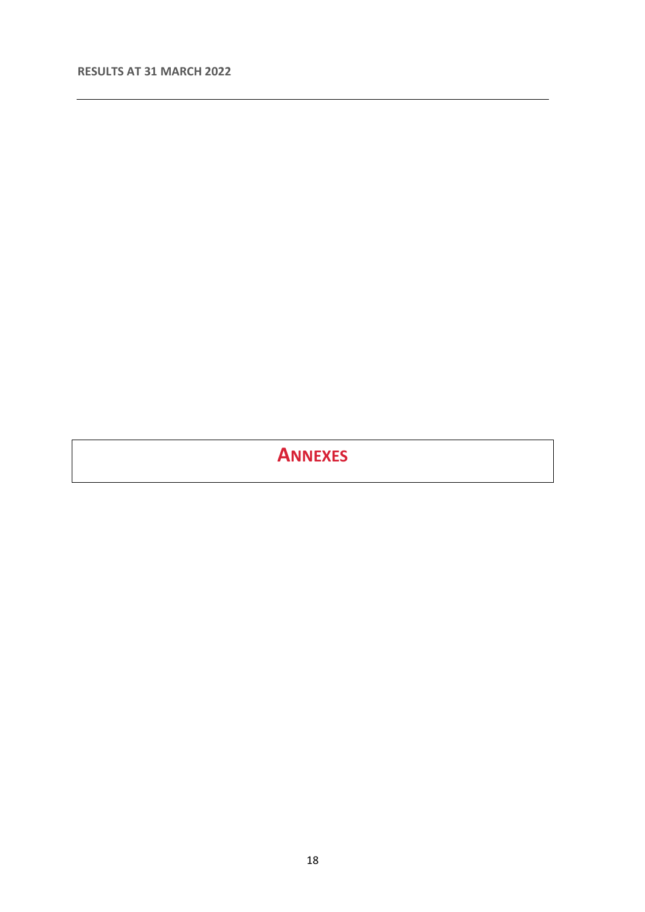# ANNEXES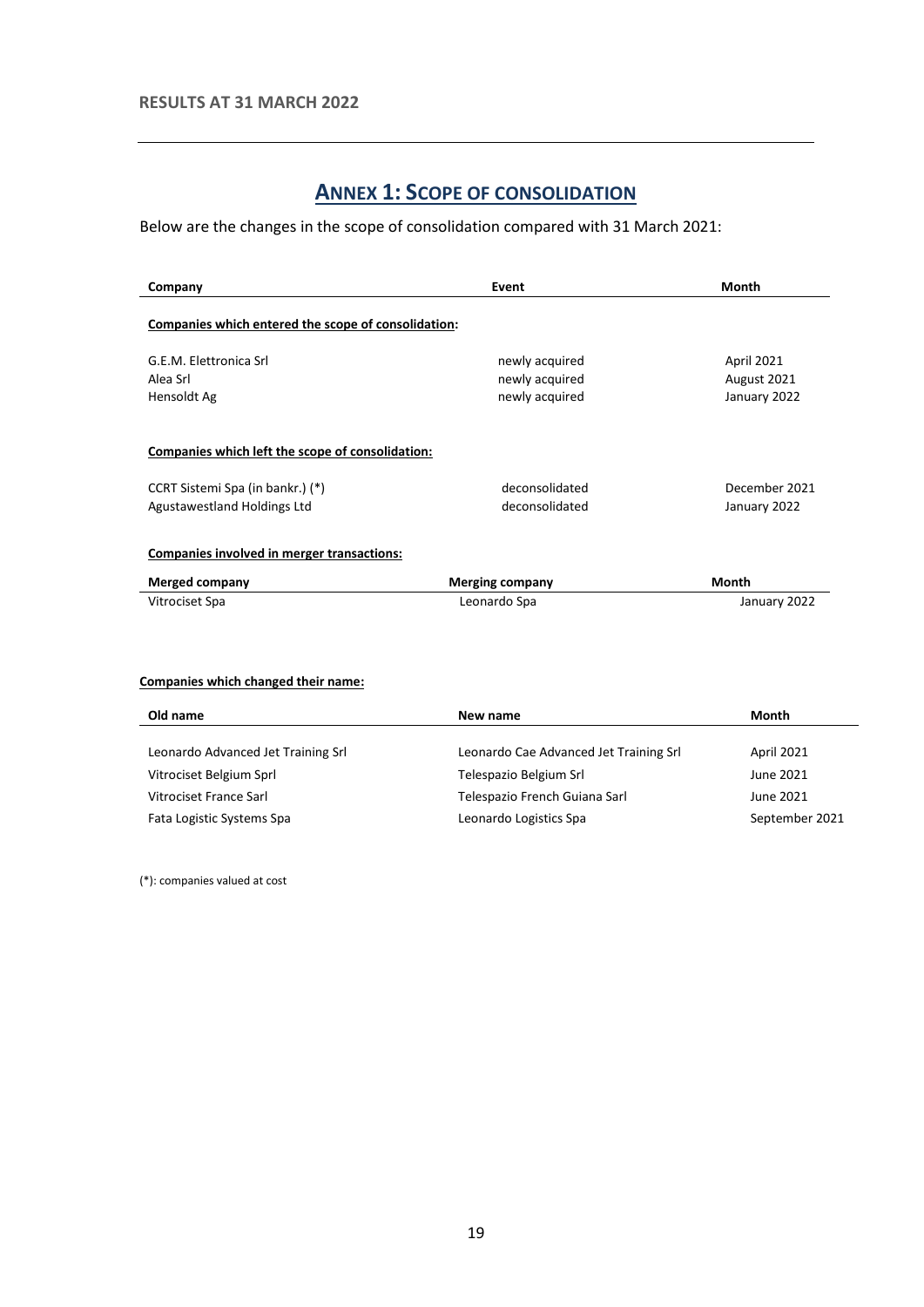## ANNEX 1: SCOPE OF CONSOLIDATION

Below are the changes in the scope of consolidation compared with 31 March 2021:

| Company | Event | Month |
|---|---|---|
| **Companies which entered the scope of consolidation:** | | |
| G.E.M. Elettronica Srl | newly acquired | April 2021 |
| Alea Srl | newly acquired | August 2021 |
| Hensoldt Ag | newly acquired | January 2022 |
| **Companies which left the scope of consolidation:** | | |
| CCRT Sistemi Spa (in bankr.) (*) | deconsolidated | December 2021 |
| Agustawestland Holdings Ltd | deconsolidated | January 2022 |

**Companies involved in merger transactions:**

| Merged company | Merging company | Month |
|---|---|---|
| Vitrociset Spa | Leonardo Spa | January 2022 |

**Companies which changed their name:**

| Old name | New name | Month |
|---|---|---|
| Leonardo Advanced Jet Training Srl | Leonardo Cae Advanced Jet Training Srl | April 2021 |
| Vitrociset Belgium Sprl | Telespazio Belgium Srl | June 2021 |
| Vitrociset France Sarl | Telespazio French Guiana Sarl | June 2021 |
| Fata Logistic Systems Spa | Leonardo Logistics Spa | September 2021 |

(*): companies valued at cost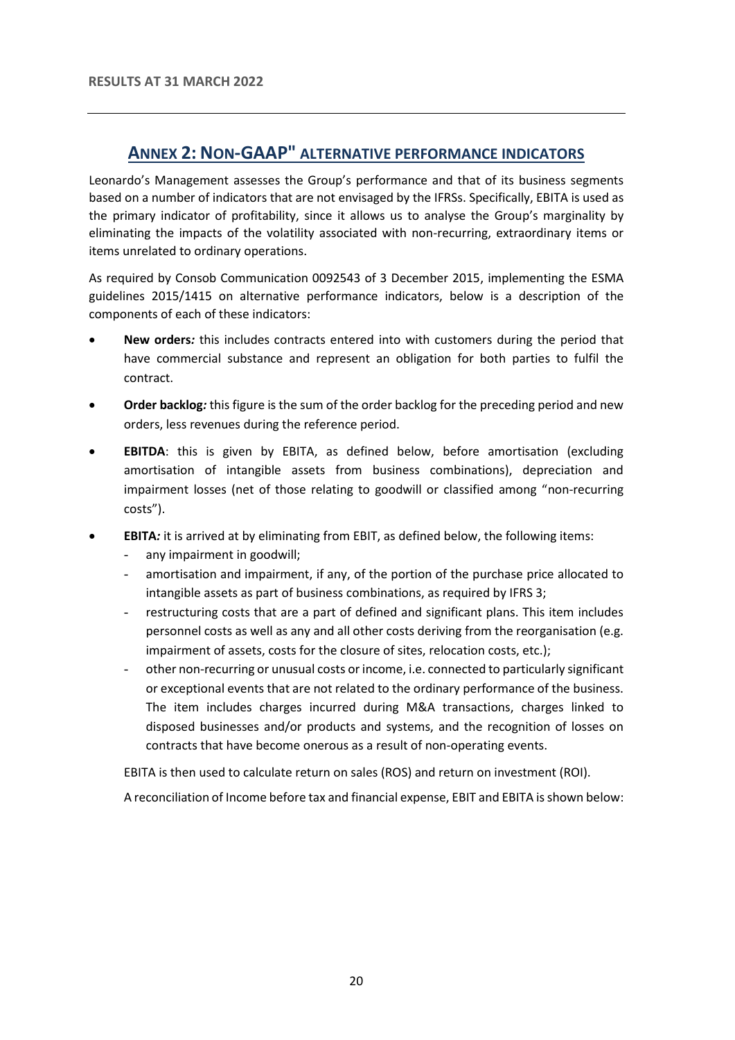## ANNEX 2: NON-GAAP" ALTERNATIVE PERFORMANCE INDICATORS

Leonardo's Management assesses the Group's performance and that of its business segments based on a number of indicators that are not envisaged by the IFRSs. Specifically, EBITA is used as the primary indicator of profitability, since it allows us to analyse the Group's marginality by eliminating the impacts of the volatility associated with non-recurring, extraordinary items or items unrelated to ordinary operations.

As required by Consob Communication 0092543 of 3 December 2015, implementing the ESMA guidelines 2015/1415 on alternative performance indicators, below is a description of the components of each of these indicators:

- **New orders***:* this includes contracts entered into with customers during the period that have commercial substance and represent an obligation for both parties to fulfil the contract.
- **Order backlog***:* this figure is the sum of the order backlog for the preceding period and new orders, less revenues during the reference period.
- **EBITDA**: this is given by EBITA, as defined below, before amortisation (excluding amortisation of intangible assets from business combinations), depreciation and impairment losses (net of those relating to goodwill or classified among "non-recurring costs").
- **EBITA***:* it is arrived at by eliminating from EBIT, as defined below, the following items:
  - any impairment in goodwill;
  - amortisation and impairment, if any, of the portion of the purchase price allocated to intangible assets as part of business combinations, as required by IFRS 3;
  - restructuring costs that are a part of defined and significant plans. This item includes personnel costs as well as any and all other costs deriving from the reorganisation (e.g. impairment of assets, costs for the closure of sites, relocation costs, etc.);
  - other non-recurring or unusual costs or income, i.e. connected to particularly significant or exceptional events that are not related to the ordinary performance of the business. The item includes charges incurred during M&A transactions, charges linked to disposed businesses and/or products and systems, and the recognition of losses on contracts that have become onerous as a result of non-operating events.

  EBITA is then used to calculate return on sales (ROS) and return on investment (ROI).

  A reconciliation of Income before tax and financial expense, EBIT and EBITA is shown below: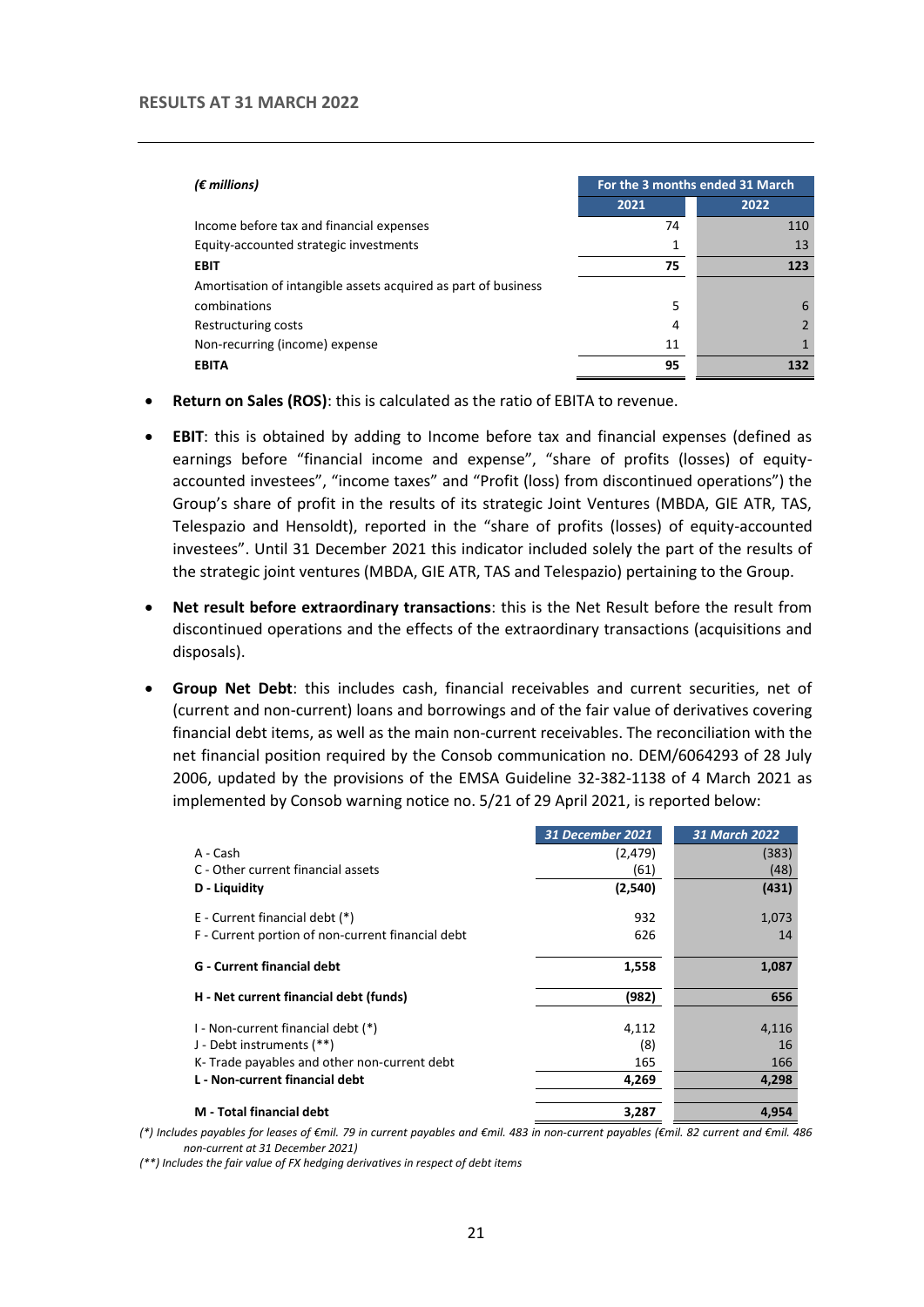## RESULTS AT 31 MARCH 2022

| *(€ millions)* | For the 3 months ended 31 March | |
|---|---|---|
| | 2021 | 2022 |
| Income before tax and financial expenses | 74 | 110 |
| Equity-accounted strategic investments | 1 | 13 |
| **EBIT** | **75** | **123** |
| Amortisation of intangible assets acquired as part of business combinations | 5 | 6 |
| Restructuring costs | 4 | 2 |
| Non-recurring (income) expense | 11 | 1 |
| **EBITA** | **95** | **132** |

- **Return on Sales (ROS)**: this is calculated as the ratio of EBITA to revenue.
- **EBIT**: this is obtained by adding to Income before tax and financial expenses (defined as earnings before "financial income and expense", "share of profits (losses) of equity-accounted investees", "income taxes" and "Profit (loss) from discontinued operations") the Group's share of profit in the results of its strategic Joint Ventures (MBDA, GIE ATR, TAS, Telespazio and Hensoldt), reported in the "share of profits (losses) of equity-accounted investees". Until 31 December 2021 this indicator included solely the part of the results of the strategic joint ventures (MBDA, GIE ATR, TAS and Telespazio) pertaining to the Group.
- **Net result before extraordinary transactions**: this is the Net Result before the result from discontinued operations and the effects of the extraordinary transactions (acquisitions and disposals).
- **Group Net Debt**: this includes cash, financial receivables and current securities, net of (current and non-current) loans and borrowings and of the fair value of derivatives covering financial debt items, as well as the main non-current receivables. The reconciliation with the net financial position required by the Consob communication no. DEM/6064293 of 28 July 2006, updated by the provisions of the EMSA Guideline 32-382-1138 of 4 March 2021 as implemented by Consob warning notice no. 5/21 of 29 April 2021, is reported below:

| | *31 December 2021* | *31 March 2022* |
|---|---|---|
| A - Cash | (2,479) | (383) |
| C - Other current financial assets | (61) | (48) |
| **D - Liquidity** | **(2,540)** | **(431)** |
| E - Current financial debt (*) | 932 | 1,073 |
| F - Current portion of non-current financial debt | 626 | 14 |
| **G - Current financial debt** | **1,558** | **1,087** |
| **H - Net current financial debt (funds)** | **(982)** | **656** |
| I - Non-current financial debt (*) | 4,112 | 4,116 |
| J - Debt instruments (**) | (8) | 16 |
| K- Trade payables and other non-current debt | 165 | 166 |
| **L - Non-current financial debt** | **4,269** | **4,298** |
| **M - Total financial debt** | **3,287** | **4,954** |

*(\*) Includes payables for leases of €mil. 79 in current payables and €mil. 483 in non-current payables (€mil. 82 current and €mil. 486 non-current at 31 December 2021)*

*(\*\*) Includes the fair value of FX hedging derivatives in respect of debt items*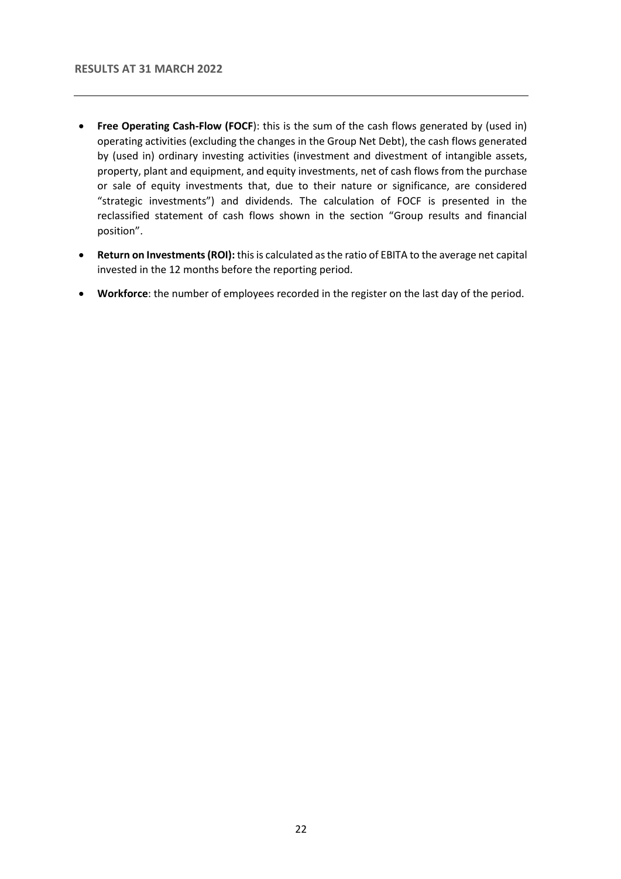- **Free Operating Cash-Flow (FOCF**): this is the sum of the cash flows generated by (used in) operating activities (excluding the changes in the Group Net Debt), the cash flows generated by (used in) ordinary investing activities (investment and divestment of intangible assets, property, plant and equipment, and equity investments, net of cash flows from the purchase or sale of equity investments that, due to their nature or significance, are considered "strategic investments") and dividends. The calculation of FOCF is presented in the reclassified statement of cash flows shown in the section "Group results and financial position".
- **Return on Investments (ROI):** this is calculated as the ratio of EBITA to the average net capital invested in the 12 months before the reporting period.
- **Workforce**: the number of employees recorded in the register on the last day of the period.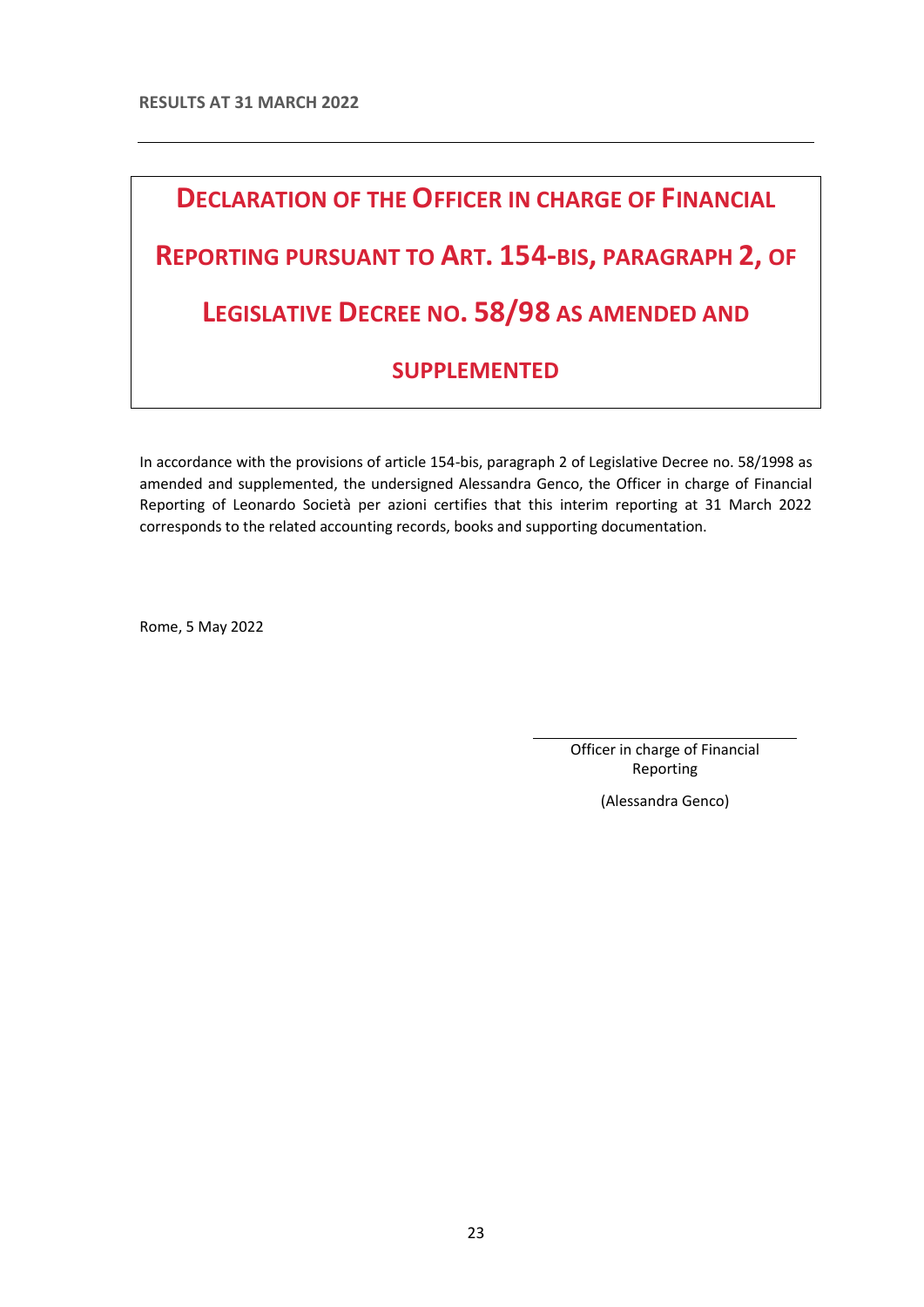# DECLARATION OF THE OFFICER IN CHARGE OF FINANCIAL REPORTING PURSUANT TO ART. 154-BIS, PARAGRAPH 2, OF LEGISLATIVE DECREE NO. 58/98 AS AMENDED AND SUPPLEMENTED

In accordance with the provisions of article 154-bis, paragraph 2 of Legislative Decree no. 58/1998 as amended and supplemented, the undersigned Alessandra Genco, the Officer in charge of Financial Reporting of Leonardo Società per azioni certifies that this interim reporting at 31 March 2022 corresponds to the related accounting records, books and supporting documentation.

Rome, 5 May 2022

Officer in charge of Financial Reporting

(Alessandra Genco)